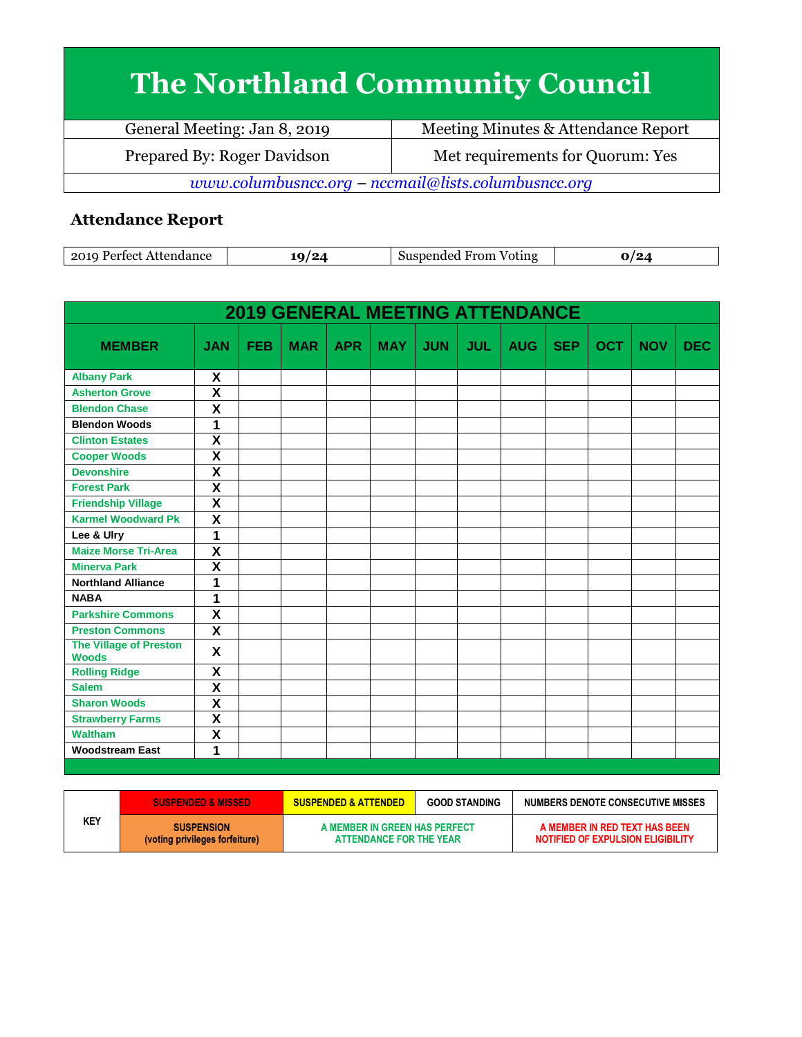# The Northland Community Council

| General Meeting: Jan 8, 2019 | Meeting Minutes & Attendance Report |
|---|---|
| Prepared By: Roger Davidson | Met requirements for Quorum: Yes |

*www.columbusncc.org – nccmail@lists.columbusncc.org*

## Attendance Report

| 2019 Perfect Attendance | **19/24** | Suspended From Voting | **0/24** |
|---|---|---|---|

**2019 GENERAL MEETING ATTENDANCE**

| MEMBER | JAN | FEB | MAR | APR | MAY | JUN | JUL | AUG | SEP | OCT | NOV | DEC |
|---|---|---|---|---|---|---|---|---|---|---|---|---|
| Albany Park | X | | | | | | | | | | | |
| Asherton Grove | X | | | | | | | | | | | |
| Blendon Chase | X | | | | | | | | | | | |
| Blendon Woods | 1 | | | | | | | | | | | |
| Clinton Estates | X | | | | | | | | | | | |
| Cooper Woods | X | | | | | | | | | | | |
| Devonshire | X | | | | | | | | | | | |
| Forest Park | X | | | | | | | | | | | |
| Friendship Village | X | | | | | | | | | | | |
| Karmel Woodward Pk | X | | | | | | | | | | | |
| Lee & Ulry | 1 | | | | | | | | | | | |
| Maize Morse Tri-Area | X | | | | | | | | | | | |
| Minerva Park | X | | | | | | | | | | | |
| Northland Alliance | 1 | | | | | | | | | | | |
| NABA | 1 | | | | | | | | | | | |
| Parkshire Commons | X | | | | | | | | | | | |
| Preston Commons | X | | | | | | | | | | | |
| The Village of Preston Woods | X | | | | | | | | | | | |
| Rolling Ridge | X | | | | | | | | | | | |
| Salem | X | | | | | | | | | | | |
| Sharon Woods | X | | | | | | | | | | | |
| Strawberry Farms | X | | | | | | | | | | | |
| Waltham | X | | | | | | | | | | | |
| Woodstream East | 1 | | | | | | | | | | | |

| KEY | SUSPENDED & MISSED | SUSPENDED & ATTENDED | GOOD STANDING | NUMBERS DENOTE CONSECUTIVE MISSES |
|---|---|---|---|---|
| | SUSPENSION (voting privileges forfeiture) | A MEMBER IN GREEN HAS PERFECT ATTENDANCE FOR THE YEAR | | A MEMBER IN RED TEXT HAS BEEN NOTIFIED OF EXPULSION ELIGIBILITY |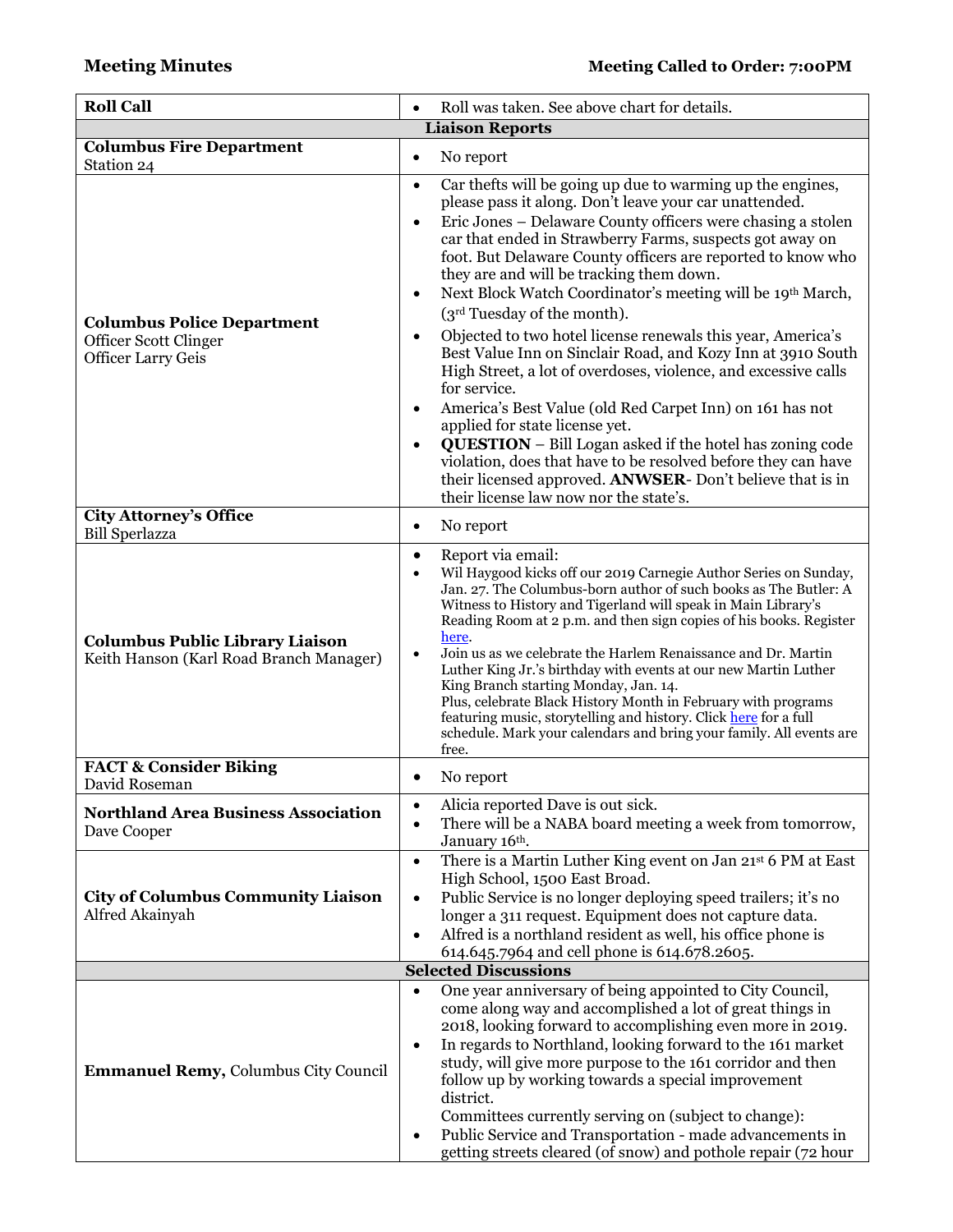**Meeting Minutes** **Meeting Called to Order: 7:00PM**

| **Roll Call** | • Roll was taken. See above chart for details. |
|---|---|
| **Liaison Reports** | |
| **Columbus Fire Department**<br>Station 24 | • No report |
| **Columbus Police Department**<br>Officer Scott Clinger<br>Officer Larry Geis | • Car thefts will be going up due to warming up the engines, please pass it along. Don't leave your car unattended.<br>• Eric Jones – Delaware County officers were chasing a stolen car that ended in Strawberry Farms, suspects got away on foot. But Delaware County officers are reported to know who they are and will be tracking them down.<br>• Next Block Watch Coordinator's meeting will be 19th March, (3rd Tuesday of the month).<br>• Objected to two hotel license renewals this year, America's Best Value Inn on Sinclair Road, and Kozy Inn at 3910 South High Street, a lot of overdoses, violence, and excessive calls for service.<br>• America's Best Value (old Red Carpet Inn) on 161 has not applied for state license yet.<br>• **QUESTION** – Bill Logan asked if the hotel has zoning code violation, does that have to be resolved before they can have their licensed approved. **ANWSER**- Don't believe that is in their license law now nor the state's. |
| **City Attorney's Office**<br>Bill Sperlazza | • No report |
| **Columbus Public Library Liaison**<br>Keith Hanson (Karl Road Branch Manager) | • Report via email:<br>• Wil Haygood kicks off our 2019 Carnegie Author Series on Sunday, Jan. 27. The Columbus-born author of such books as The Butler: A Witness to History and Tigerland will speak in Main Library's Reading Room at 2 p.m. and then sign copies of his books. Register here.<br>• Join us as we celebrate the Harlem Renaissance and Dr. Martin Luther King Jr.'s birthday with events at our new Martin Luther King Branch starting Monday, Jan. 14.<br>Plus, celebrate Black History Month in February with programs featuring music, storytelling and history. Click here for a full schedule. Mark your calendars and bring your family. All events are free. |
| **FACT & Consider Biking**<br>David Roseman | • No report |
| **Northland Area Business Association**<br>Dave Cooper | • Alicia reported Dave is out sick.<br>• There will be a NABA board meeting a week from tomorrow, January 16th. |
| **City of Columbus Community Liaison**<br>Alfred Akainyah | • There is a Martin Luther King event on Jan 21st 6 PM at East High School, 1500 East Broad.<br>• Public Service is no longer deploying speed trailers; it's no longer a 311 request. Equipment does not capture data.<br>• Alfred is a northland resident as well, his office phone is 614.645.7964 and cell phone is 614.678.2605. |
| **Selected Discussions** | |
| **Emmanuel Remy,** Columbus City Council | • One year anniversary of being appointed to City Council, come along way and accomplished a lot of great things in 2018, looking forward to accomplishing even more in 2019.<br>• In regards to Northland, looking forward to the 161 market study, will give more purpose to the 161 corridor and then follow up by working towards a special improvement district.<br>Committees currently serving on (subject to change):<br>• Public Service and Transportation - made advancements in getting streets cleared (of snow) and pothole repair (72 hour |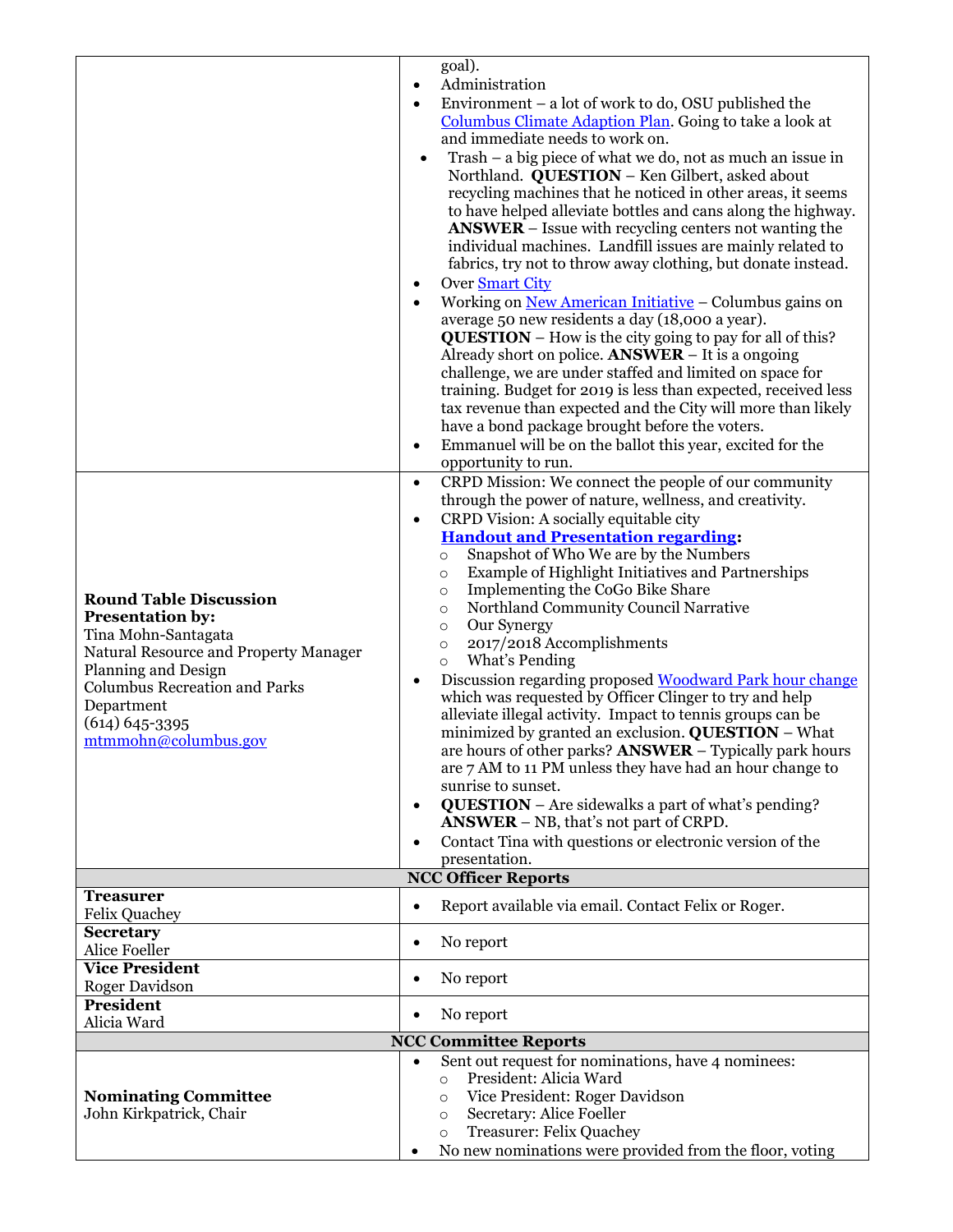| | |
|---|---|
| | goal).<br>• Administration<br>• Environment – a lot of work to do, OSU published the Columbus Climate Adaption Plan. Going to take a look at and immediate needs to work on.<br>• Trash – a big piece of what we do, not as much an issue in Northland. **QUESTION** – Ken Gilbert, asked about recycling machines that he noticed in other areas, it seems to have helped alleviate bottles and cans along the highway. **ANSWER** – Issue with recycling centers not wanting the individual machines. Landfill issues are mainly related to fabrics, try not to throw away clothing, but donate instead.<br>• Over Smart City<br>• Working on New American Initiative – Columbus gains on average 50 new residents a day (18,000 a year). **QUESTION** – How is the city going to pay for all of this? Already short on police. **ANSWER** – It is a ongoing challenge, we are under staffed and limited on space for training. Budget for 2019 is less than expected, received less tax revenue than expected and the City will more than likely have a bond package brought before the voters.<br>• Emmanuel will be on the ballot this year, excited for the opportunity to run. |
| **Round Table Discussion**<br>**Presentation by:**<br>Tina Mohn-Santagata<br>Natural Resource and Property Manager<br>Planning and Design<br>Columbus Recreation and Parks Department<br>(614) 645-3395<br>mtmmohn@columbus.gov | • CRPD Mission: We connect the people of our community through the power of nature, wellness, and creativity.<br>• CRPD Vision: A socially equitable city<br>**Handout and Presentation regarding:**<br>○ Snapshot of Who We are by the Numbers<br>○ Example of Highlight Initiatives and Partnerships<br>○ Implementing the CoGo Bike Share<br>○ Northland Community Council Narrative<br>○ Our Synergy<br>○ 2017/2018 Accomplishments<br>○ What's Pending<br>• Discussion regarding proposed Woodward Park hour change which was requested by Officer Clinger to try and help alleviate illegal activity. Impact to tennis groups can be minimized by granted an exclusion. **QUESTION** – What are hours of other parks? **ANSWER** – Typically park hours are 7 AM to 11 PM unless they have had an hour change to sunrise to sunset.<br>• **QUESTION** – Are sidewalks a part of what's pending? **ANSWER** – NB, that's not part of CRPD.<br>• Contact Tina with questions or electronic version of the presentation. |
| **NCC Officer Reports** | |
| **Treasurer**<br>Felix Quachey | • Report available via email. Contact Felix or Roger. |
| **Secretary**<br>Alice Foeller | • No report |
| **Vice President**<br>Roger Davidson | • No report |
| **President**<br>Alicia Ward | • No report |
| **NCC Committee Reports** | |
| **Nominating Committee**<br>John Kirkpatrick, Chair | • Sent out request for nominations, have 4 nominees:<br>○ President: Alicia Ward<br>○ Vice President: Roger Davidson<br>○ Secretary: Alice Foeller<br>○ Treasurer: Felix Quachey<br>• No new nominations were provided from the floor, voting |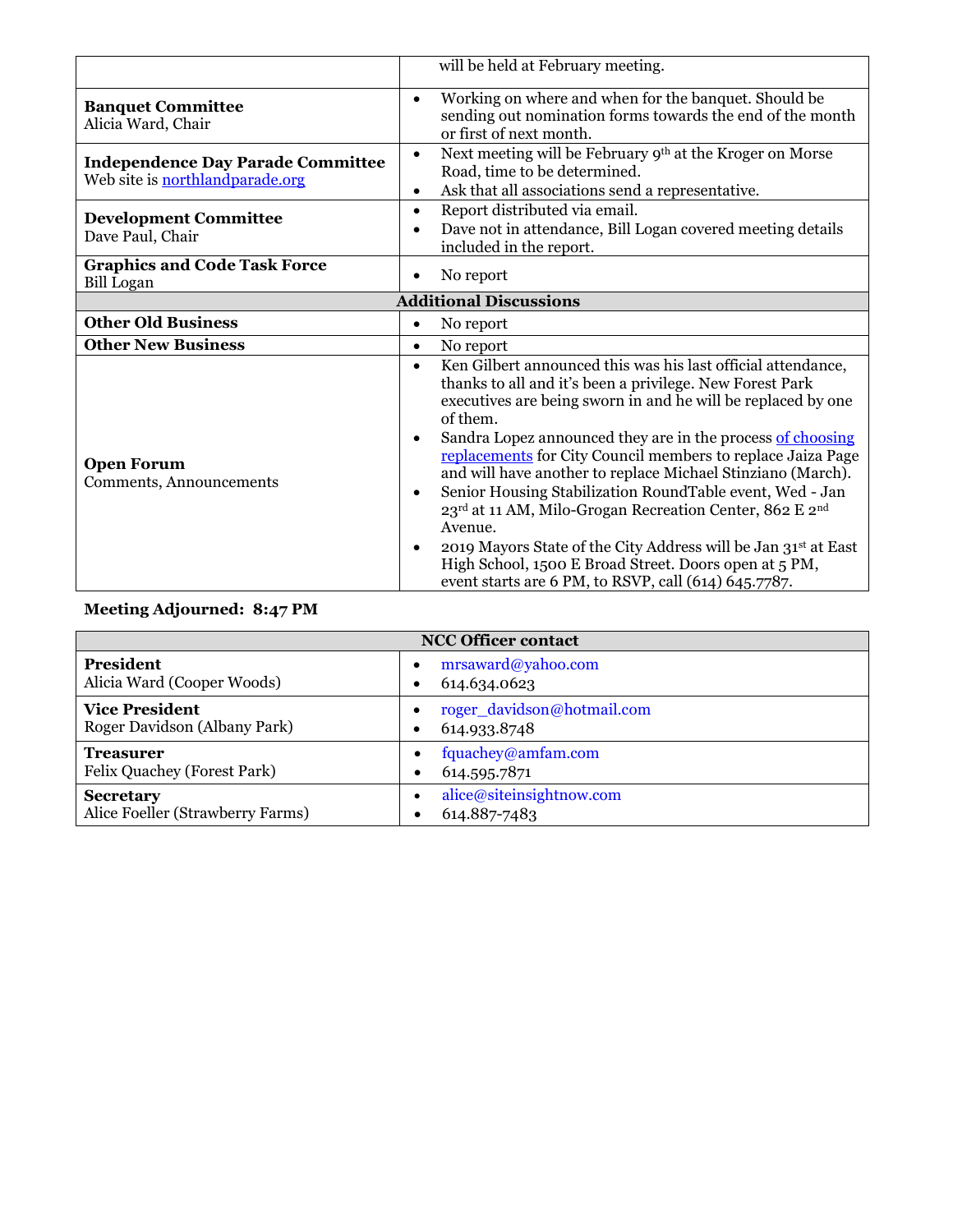| | |
|---|---|
| | will be held at February meeting. |
| **Banquet Committee** Alicia Ward, Chair | • Working on where and when for the banquet. Should be sending out nomination forms towards the end of the month or first of next month. |
| **Independence Day Parade Committee** Web site is [northlandparade.org](northlandparade.org) | • Next meeting will be February 9th at the Kroger on Morse Road, time to be determined. <br> • Ask that all associations send a representative. |
| **Development Committee** Dave Paul, Chair | • Report distributed via email. <br> • Dave not in attendance, Bill Logan covered meeting details included in the report. |
| **Graphics and Code Task Force** Bill Logan | • No report |
| **Additional Discussions** | |
| **Other Old Business** | • No report |
| **Other New Business** | • No report |
| **Open Forum** Comments, Announcements | • Ken Gilbert announced this was his last official attendance, thanks to all and it's been a privilege. New Forest Park executives are being sworn in and he will be replaced by one of them. <br> • Sandra Lopez announced they are in the process of choosing replacements for City Council members to replace Jaiza Page and will have another to replace Michael Stinziano (March). <br> • Senior Housing Stabilization RoundTable event, Wed - Jan 23rd at 11 AM, Milo-Grogan Recreation Center, 862 E 2nd Avenue. <br> • 2019 Mayors State of the City Address will be Jan 31st at East High School, 1500 E Broad Street. Doors open at 5 PM, event starts are 6 PM, to RSVP, call (614) 645.7787. |

**Meeting Adjourned: 8:47 PM**

| NCC Officer contact | |
|---|---|
| **President** Alicia Ward (Cooper Woods) | • mrsaward@yahoo.com <br> • 614.634.0623 |
| **Vice President** Roger Davidson (Albany Park) | • roger_davidson@hotmail.com <br> • 614.933.8748 |
| **Treasurer** Felix Quachey (Forest Park) | • fquachey@amfam.com <br> • 614.595.7871 |
| **Secretary** Alice Foeller (Strawberry Farms) | • alice@siteinsightnow.com <br> • 614.887-7483 |